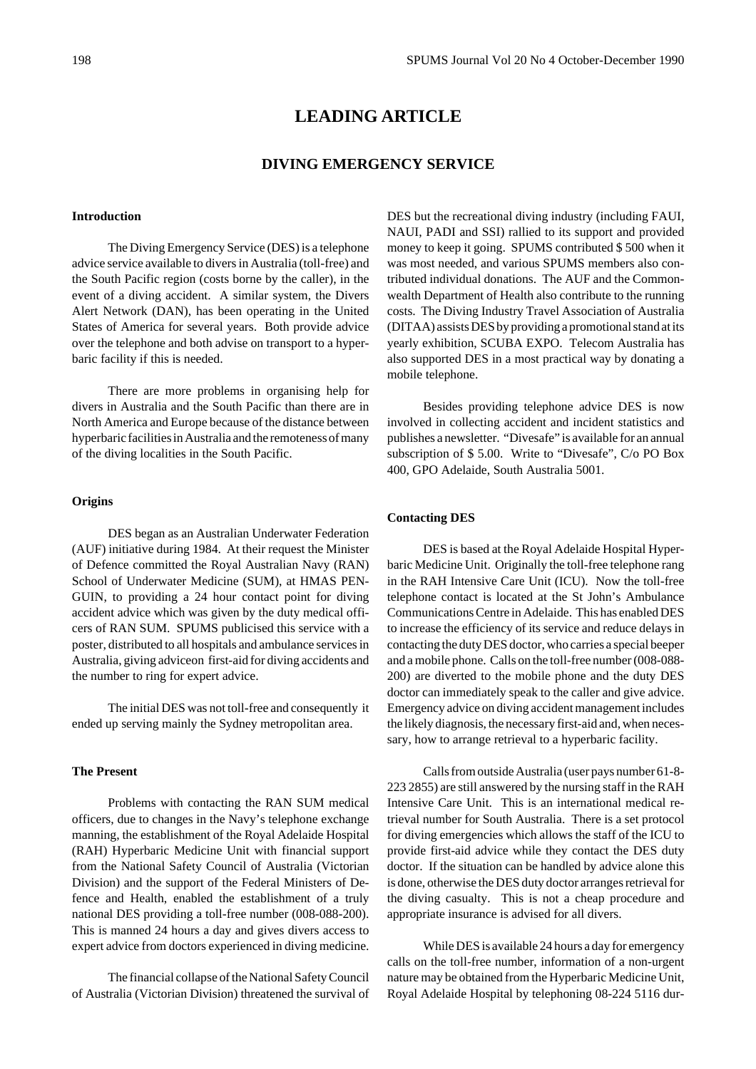# LEADING ARTICLE

## DIVING EMERGENCY SERVICE

### Introduction

The Diving Emergency Service (DES) is a telephone advice service available to divers in Australia (toll-free) and the South Pacific region (costs borne by the caller), in the event of a diving accident. A similar system, the Divers Alert Network (DAN), has been operating in the United States of America for several years. Both provide advice over the telephone and both advise on transport to a hyperbaric facility if this is needed.

There are more problems in organising help for divers in Australia and the South Pacific than there are in North America and Europe because of the distance between hyperbaric facilities in Australia and the remoteness of many of the diving localities in the South Pacific.

### Origins

DES began as an Australian Underwater Federation (AUF) initiative during 1984. At their request the Minister of Defence committed the Royal Australian Navy (RAN) School of Underwater Medicine (SUM), at HMAS PENGUIN, to providing a 24 hour contact point for diving accident advice which was given by the duty medical officers of RAN SUM. SPUMS publicised this service with a poster, distributed to all hospitals and ambulance services in Australia, giving adviceon first-aid for diving accidents and the number to ring for expert advice.

The initial DES was not toll-free and consequently it ended up serving mainly the Sydney metropolitan area.

### The Present

Problems with contacting the RAN SUM medical officers, due to changes in the Navy's telephone exchange manning, the establishment of the Royal Adelaide Hospital (RAH) Hyperbaric Medicine Unit with financial support from the National Safety Council of Australia (Victorian Division) and the support of the Federal Ministers of Defence and Health, enabled the establishment of a truly national DES providing a toll-free number (008-088-200). This is manned 24 hours a day and gives divers access to expert advice from doctors experienced in diving medicine.

The financial collapse of the National Safety Council of Australia (Victorian Division) threatened the survival of DES but the recreational diving industry (including FAUI, NAUI, PADI and SSI) rallied to its support and provided money to keep it going. SPUMS contributed $ 500 when it was most needed, and various SPUMS members also contributed individual donations. The AUF and the Commonwealth Department of Health also contribute to the running costs. The Diving Industry Travel Association of Australia (DITAA) assists DES by providing a promotional stand at its yearly exhibition, SCUBA EXPO. Telecom Australia has also supported DES in a most practical way by donating a mobile telephone.

Besides providing telephone advice DES is now involved in collecting accident and incident statistics and publishes a newsletter. "Divesafe" is available for an annual subscription of $ 5.00. Write to "Divesafe", C/o PO Box 400, GPO Adelaide, South Australia 5001.

### Contacting DES

DES is based at the Royal Adelaide Hospital Hyperbaric Medicine Unit. Originally the toll-free telephone rang in the RAH Intensive Care Unit (ICU). Now the toll-free telephone contact is located at the St John's Ambulance Communications Centre in Adelaide. This has enabled DES to increase the efficiency of its service and reduce delays in contacting the duty DES doctor, who carries a special beeper and a mobile phone. Calls on the toll-free number (008-088-200) are diverted to the mobile phone and the duty DES doctor can immediately speak to the caller and give advice. Emergency advice on diving accident management includes the likely diagnosis, the necessary first-aid and, when necessary, how to arrange retrieval to a hyperbaric facility.

Calls from outside Australia (user pays number 61-8-223 2855) are still answered by the nursing staff in the RAH Intensive Care Unit. This is an international medical retrieval number for South Australia. There is a set protocol for diving emergencies which allows the staff of the ICU to provide first-aid advice while they contact the DES duty doctor. If the situation can be handled by advice alone this is done, otherwise the DES duty doctor arranges retrieval for the diving casualty. This is not a cheap procedure and appropriate insurance is advised for all divers.

While DES is available 24 hours a day for emergency calls on the toll-free number, information of a non-urgent nature may be obtained from the Hyperbaric Medicine Unit, Royal Adelaide Hospital by telephoning 08-224 5116 dur-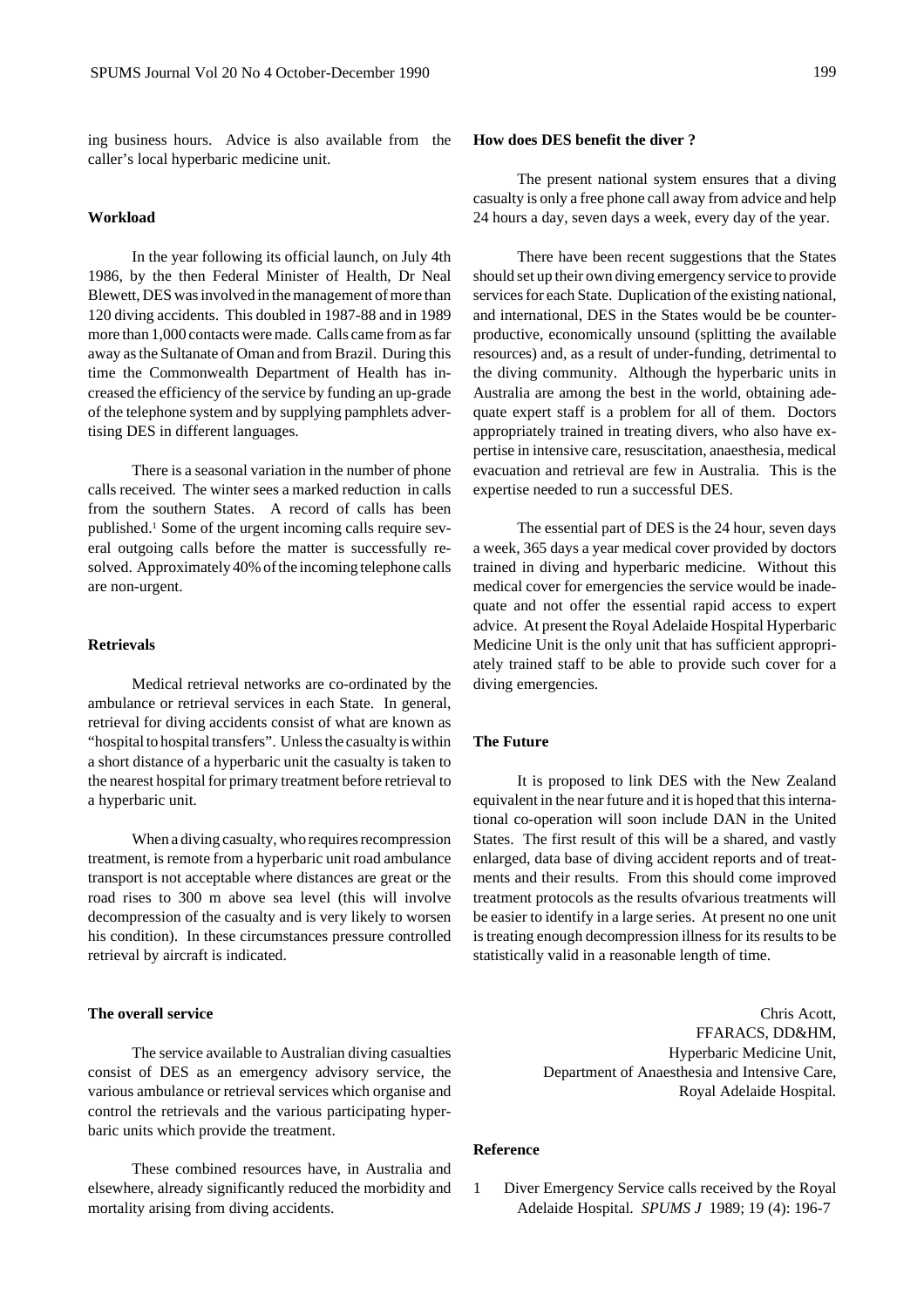ing business hours. Advice is also available from the caller's local hyperbaric medicine unit.

**Workload**

In the year following its official launch, on July 4th 1986, by the then Federal Minister of Health, Dr Neal Blewett, DES was involved in the management of more than 120 diving accidents. This doubled in 1987-88 and in 1989 more than 1,000 contacts were made. Calls came from as far away as the Sultanate of Oman and from Brazil. During this time the Commonwealth Department of Health has increased the efficiency of the service by funding an up-grade of the telephone system and by supplying pamphlets advertising DES in different languages.

There is a seasonal variation in the number of phone calls received. The winter sees a marked reduction in calls from the southern States. A record of calls has been published.[1] Some of the urgent incoming calls require several outgoing calls before the matter is successfully resolved. Approximately 40% of the incoming telephone calls are non-urgent.

**Retrievals**

Medical retrieval networks are co-ordinated by the ambulance or retrieval services in each State. In general, retrieval for diving accidents consist of what are known as "hospital to hospital transfers". Unless the casualty is within a short distance of a hyperbaric unit the casualty is taken to the nearest hospital for primary treatment before retrieval to a hyperbaric unit.

When a diving casualty, who requires recompression treatment, is remote from a hyperbaric unit road ambulance transport is not acceptable where distances are great or the road rises to 300 m above sea level (this will involve decompression of the casualty and is very likely to worsen his condition). In these circumstances pressure controlled retrieval by aircraft is indicated.

**The overall service**

The service available to Australian diving casualties consist of DES as an emergency advisory service, the various ambulance or retrieval services which organise and control the retrievals and the various participating hyperbaric units which provide the treatment.

These combined resources have, in Australia and elsewhere, already significantly reduced the morbidity and mortality arising from diving accidents.

**How does DES benefit the diver ?**

The present national system ensures that a diving casualty is only a free phone call away from advice and help 24 hours a day, seven days a week, every day of the year.

There have been recent suggestions that the States should set up their own diving emergency service to provide services for each State. Duplication of the existing national, and international, DES in the States would be be counter-productive, economically unsound (splitting the available resources) and, as a result of under-funding, detrimental to the diving community. Although the hyperbaric units in Australia are among the best in the world, obtaining adequate expert staff is a problem for all of them. Doctors appropriately trained in treating divers, who also have expertise in intensive care, resuscitation, anaesthesia, medical evacuation and retrieval are few in Australia. This is the expertise needed to run a successful DES.

The essential part of DES is the 24 hour, seven days a week, 365 days a year medical cover provided by doctors trained in diving and hyperbaric medicine. Without this medical cover for emergencies the service would be inadequate and not offer the essential rapid access to expert advice. At present the Royal Adelaide Hospital Hyperbaric Medicine Unit is the only unit that has sufficient appropriately trained staff to be able to provide such cover for a diving emergencies.

**The Future**

It is proposed to link DES with the New Zealand equivalent in the near future and it is hoped that this international co-operation will soon include DAN in the United States. The first result of this will be a shared, and vastly enlarged, data base of diving accident reports and of treatments and their results. From this should come improved treatment protocols as the results ofvarious treatments will be easier to identify in a large series. At present no one unit is treating enough decompression illness for its results to be statistically valid in a reasonable length of time.

Chris Acott,
FFARACS, DD&HM,
Hyperbaric Medicine Unit,
Department of Anaesthesia and Intensive Care,
Royal Adelaide Hospital.

**Reference**

1 Diver Emergency Service calls received by the Royal Adelaide Hospital. *SPUMS J* 1989; 19 (4): 196-7